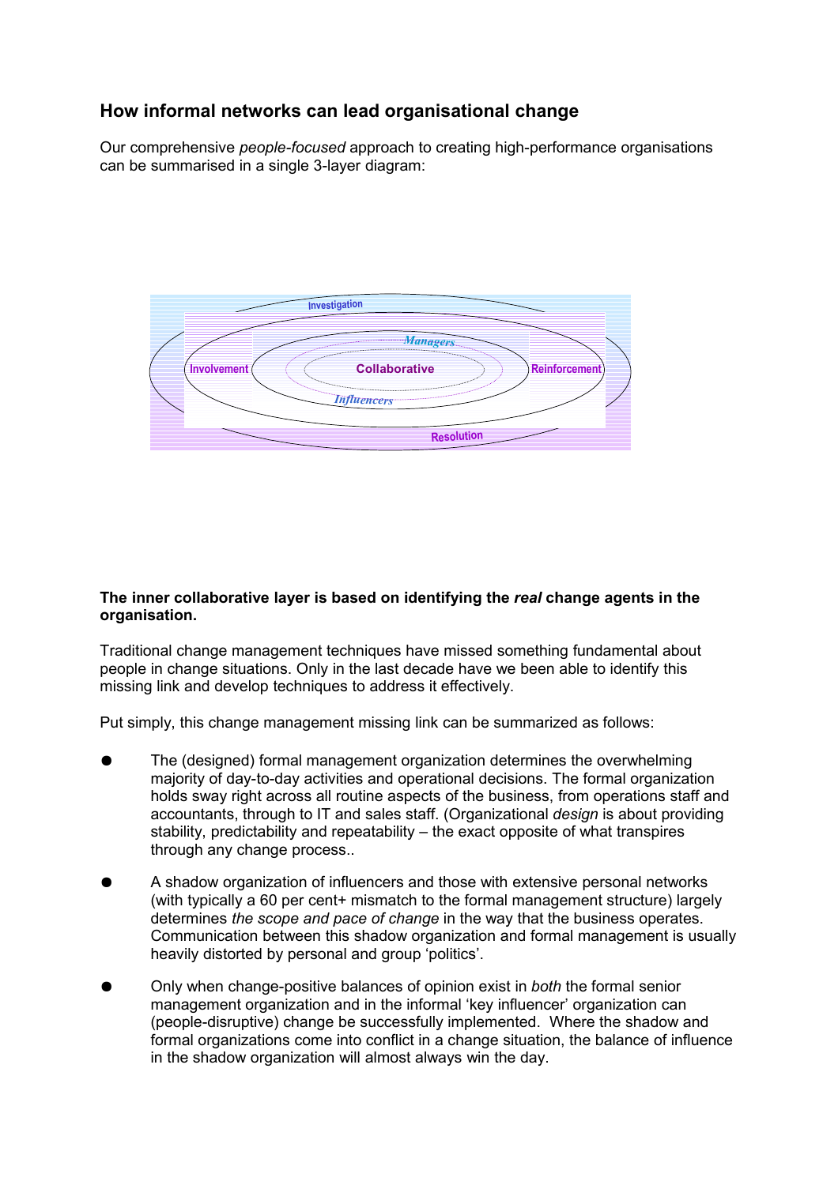## How informal networks can lead organisational change

Our comprehensive *people-focused* approach to creating high-performance organisations can be summarised in a single 3-layer diagram:

Investigation

*Managers*

Involvement Collaborative Reinforcement

*Influencers*

Resolution

**The inner collaborative layer is based on identifying the *real* change agents in the organisation.**

Traditional change management techniques have missed something fundamental about people in change situations. Only in the last decade have we been able to identify this missing link and develop techniques to address it effectively.

Put simply, this change management missing link can be summarized as follows:

- The (designed) formal management organization determines the overwhelming majority of day-to-day activities and operational decisions. The formal organization holds sway right across all routine aspects of the business, from operations staff and accountants, through to IT and sales staff. (Organizational *design* is about providing stability, predictability and repeatability – the exact opposite of what transpires through any change process..
- A shadow organization of influencers and those with extensive personal networks (with typically a 60 per cent+ mismatch to the formal management structure) largely determines *the scope and pace of change* in the way that the business operates. Communication between this shadow organization and formal management is usually heavily distorted by personal and group 'politics'.
- Only when change-positive balances of opinion exist in *both* the formal senior management organization and in the informal 'key influencer' organization can (people-disruptive) change be successfully implemented. Where the shadow and formal organizations come into conflict in a change situation, the balance of influence in the shadow organization will almost always win the day.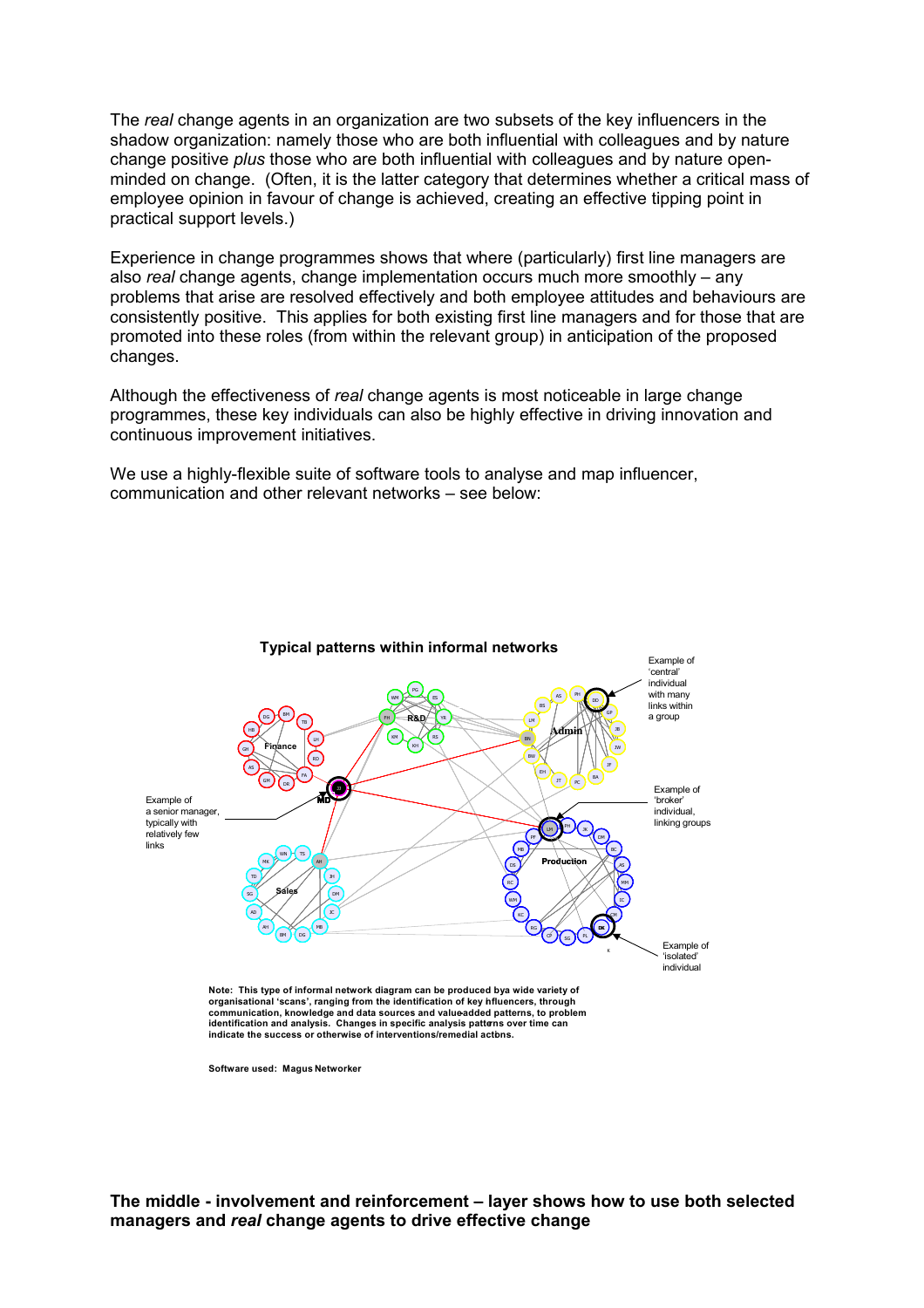The *real* change agents in an organization are two subsets of the key influencers in the shadow organization: namely those who are both influential with colleagues and by nature change positive *plus* those who are both influential with colleagues and by nature open-minded on change. (Often, it is the latter category that determines whether a critical mass of employee opinion in favour of change is achieved, creating an effective tipping point in practical support levels.)

Experience in change programmes shows that where (particularly) first line managers are also *real* change agents, change implementation occurs much more smoothly – any problems that arise are resolved effectively and both employee attitudes and behaviours are consistently positive. This applies for both existing first line managers and for those that are promoted into these roles (from within the relevant group) in anticipation of the proposed changes.

Although the effectiveness of *real* change agents is most noticeable in large change programmes, these key individuals can also be highly effective in driving innovation and continuous improvement initiatives.

We use a highly-flexible suite of software tools to analyse and map influencer, communication and other relevant networks – see below:

**Typical patterns within informal networks**

Example of 'central' individual with many links within a group

Example of 'broker' individual, linking groups

Example of a senior manager, typically with relatively few links

Example of 'isolated' individual

**Note: This type of informal network diagram can be produced bya wide variety of organisational 'scans', ranging from the identification of key influencers, through communication, knowledge and data sources and value-added patterns, to problem identification and analysis. Changes in specific analysis patterns over time can indicate the success or otherwise of interventions/remedial actions.**

**Software used: Magus Networker**

**The middle - involvement and reinforcement – layer shows how to use both selected managers and *real* change agents to drive effective change**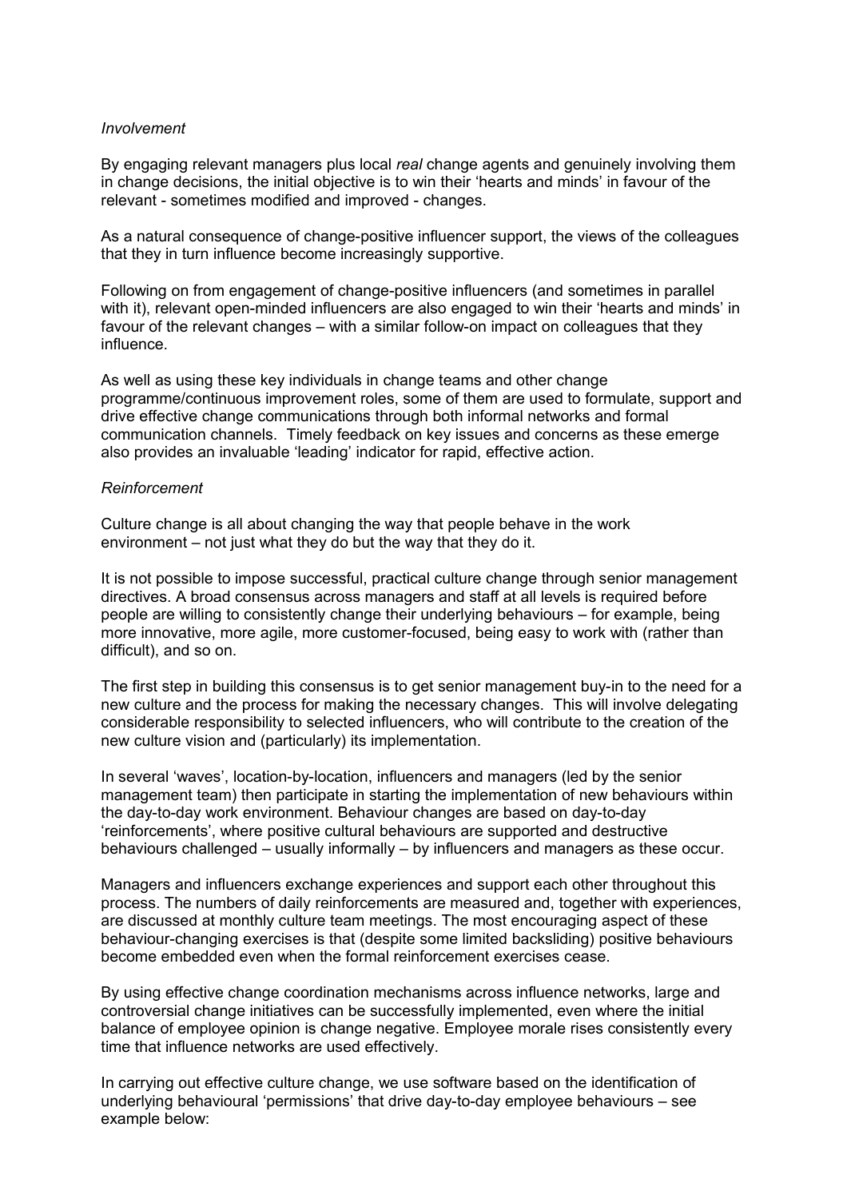*Involvement*

By engaging relevant managers plus local *real* change agents and genuinely involving them in change decisions, the initial objective is to win their 'hearts and minds' in favour of the relevant - sometimes modified and improved - changes.

As a natural consequence of change-positive influencer support, the views of the colleagues that they in turn influence become increasingly supportive.

Following on from engagement of change-positive influencers (and sometimes in parallel with it), relevant open-minded influencers are also engaged to win their 'hearts and minds' in favour of the relevant changes – with a similar follow-on impact on colleagues that they influence.

As well as using these key individuals in change teams and other change programme/continuous improvement roles, some of them are used to formulate, support and drive effective change communications through both informal networks and formal communication channels. Timely feedback on key issues and concerns as these emerge also provides an invaluable 'leading' indicator for rapid, effective action.

*Reinforcement*

Culture change is all about changing the way that people behave in the work environment – not just what they do but the way that they do it.

It is not possible to impose successful, practical culture change through senior management directives. A broad consensus across managers and staff at all levels is required before people are willing to consistently change their underlying behaviours – for example, being more innovative, more agile, more customer-focused, being easy to work with (rather than difficult), and so on.

The first step in building this consensus is to get senior management buy-in to the need for a new culture and the process for making the necessary changes. This will involve delegating considerable responsibility to selected influencers, who will contribute to the creation of the new culture vision and (particularly) its implementation.

In several 'waves', location-by-location, influencers and managers (led by the senior management team) then participate in starting the implementation of new behaviours within the day-to-day work environment. Behaviour changes are based on day-to-day 'reinforcements', where positive cultural behaviours are supported and destructive behaviours challenged – usually informally – by influencers and managers as these occur.

Managers and influencers exchange experiences and support each other throughout this process. The numbers of daily reinforcements are measured and, together with experiences, are discussed at monthly culture team meetings. The most encouraging aspect of these behaviour-changing exercises is that (despite some limited backsliding) positive behaviours become embedded even when the formal reinforcement exercises cease.

By using effective change coordination mechanisms across influence networks, large and controversial change initiatives can be successfully implemented, even where the initial balance of employee opinion is change negative. Employee morale rises consistently every time that influence networks are used effectively.

In carrying out effective culture change, we use software based on the identification of underlying behavioural 'permissions' that drive day-to-day employee behaviours – see example below: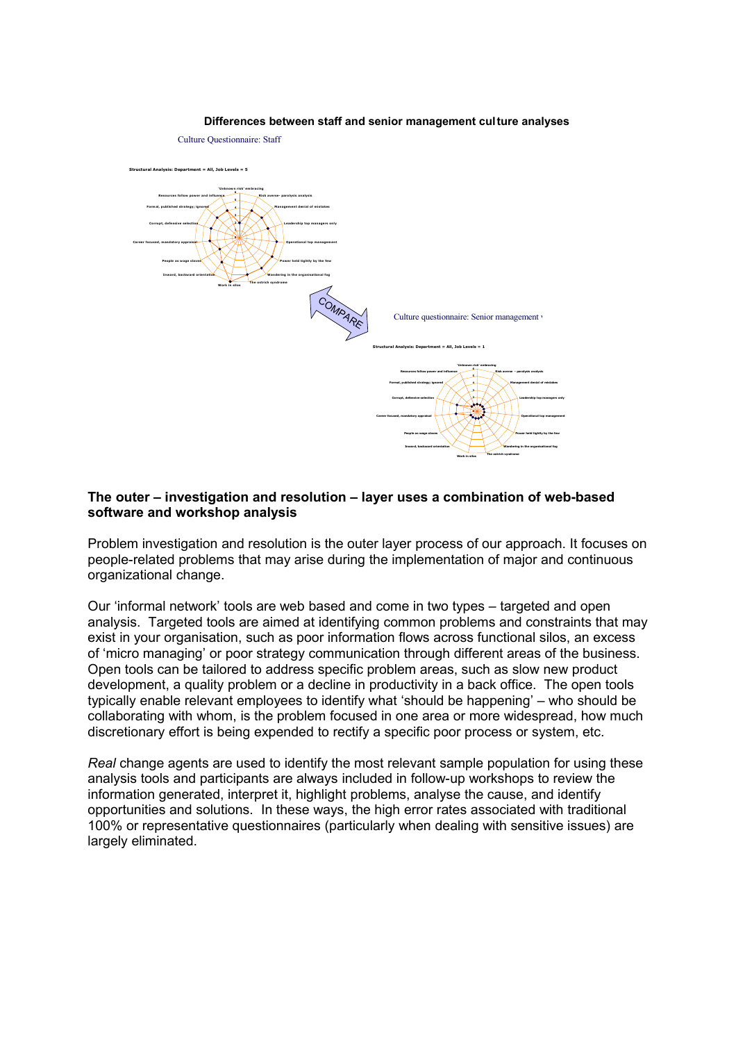**Differences between staff and senior management culture analyses**

Culture Questionnaire: Staff

Structural Analysis: Department = All, Job Levels = 5

COMPARE

Culture questionnaire: Senior management

Structural Analysis: Department = All, Job Levels = 1

### The outer – investigation and resolution – layer uses a combination of web-based software and workshop analysis

Problem investigation and resolution is the outer layer process of our approach. It focuses on people-related problems that may arise during the implementation of major and continuous organizational change.

Our 'informal network' tools are web based and come in two types – targeted and open analysis. Targeted tools are aimed at identifying common problems and constraints that may exist in your organisation, such as poor information flows across functional silos, an excess of 'micro managing' or poor strategy communication through different areas of the business. Open tools can be tailored to address specific problem areas, such as slow new product development, a quality problem or a decline in productivity in a back office. The open tools typically enable relevant employees to identify what 'should be happening' – who should be collaborating with whom, is the problem focused in one area or more widespread, how much discretionary effort is being expended to rectify a specific poor process or system, etc.

*Real* change agents are used to identify the most relevant sample population for using these analysis tools and participants are always included in follow-up workshops to review the information generated, interpret it, highlight problems, analyse the cause, and identify opportunities and solutions. In these ways, the high error rates associated with traditional 100% or representative questionnaires (particularly when dealing with sensitive issues) are largely eliminated.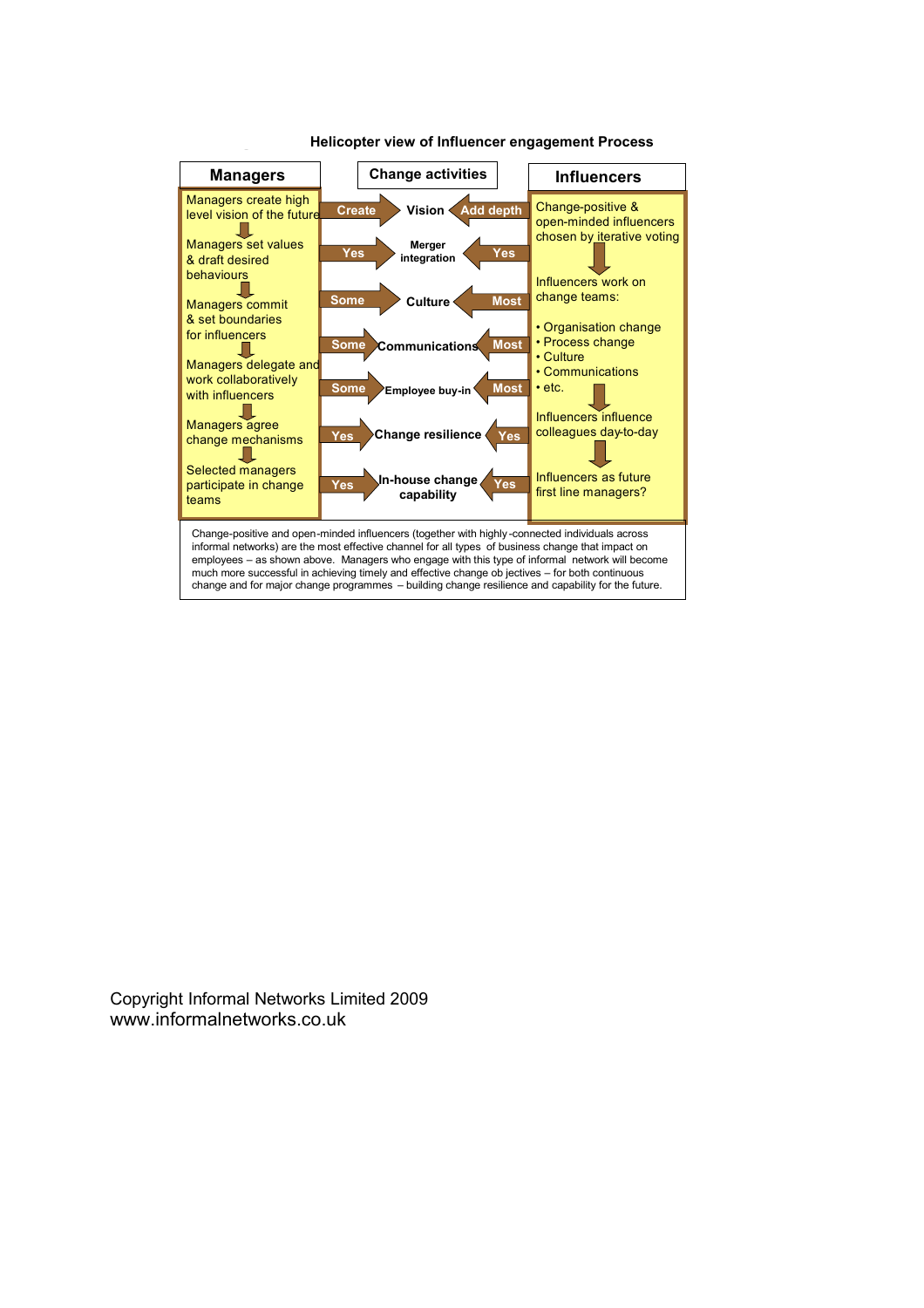**Helicopter view of Influencer engagement Process**

Managers

Managers create high level vision of the future

Managers set values & draft desired behaviours

Managers commit & set boundaries for influencers

Managers delegate and work collaboratively with influencers

Managers agree change mechanisms

Selected managers participate in change teams

Change activities

Create → Vision ← Add depth

Yes → Merger integration ← Yes

Some → Culture ← Most

Some → Communications ← Most

Some → Employee buy-in ← Most

Yes → Change resilience ← Yes

Yes → In-house change capability ← Yes

Influencers

Change-positive & open-minded influencers chosen by iterative voting

Influencers work on change teams:

- Organisation change
- Process change
- Culture
- Communications
- etc.

Influencers influence colleagues day-to-day

Influencers as future first line managers?

Change-positive and open-minded influencers (together with highly-connected individuals across informal networks) are the most effective channel for all types of business change that impact on employees – as shown above. Managers who engage with this type of informal network will become much more successful in achieving timely and effective change objectives – for both continuous change and for major change programmes – building change resilience and capability for the future.

Copyright Informal Networks Limited 2009
www.informalnetworks.co.uk